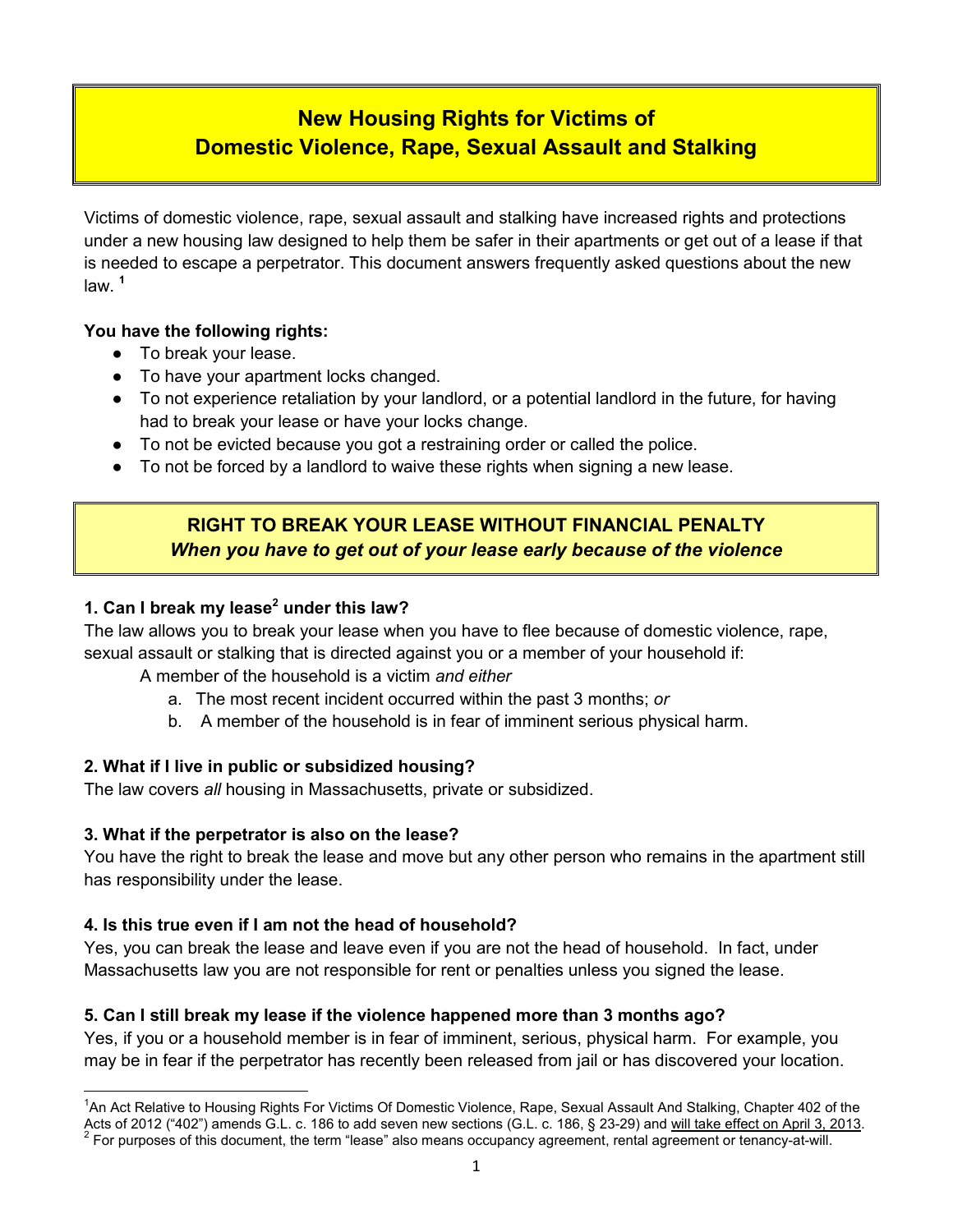# New Housing Rights for Victims of Domestic Violence, Rape, Sexual Assault and Stalking

Victims of domestic violence, rape, sexual assault and stalking have increased rights and protections under a new housing law designed to help them be safer in their apartments or get out of a lease if that is needed to escape a perpetrator. This document answers frequently asked questions about the new law. [1]

**You have the following rights:**

- To break your lease.
- To have your apartment locks changed.
- To not experience retaliation by your landlord, or a potential landlord in the future, for having had to break your lease or have your locks change.
- To not be evicted because you got a restraining order or called the police.
- To not be forced by a landlord to waive these rights when signing a new lease.

## RIGHT TO BREAK YOUR LEASE WITHOUT FINANCIAL PENALTY

***When you have to get out of your lease early because of the violence***

**1. Can I break my lease[2] under this law?**

The law allows you to break your lease when you have to flee because of domestic violence, rape, sexual assault or stalking that is directed against you or a member of your household if:

A member of the household is a victim *and either*

a. The most recent incident occurred within the past 3 months; *or*
b. A member of the household is in fear of imminent serious physical harm.

**2. What if I live in public or subsidized housing?**

The law covers *all* housing in Massachusetts, private or subsidized.

**3. What if the perpetrator is also on the lease?**

You have the right to break the lease and move but any other person who remains in the apartment still has responsibility under the lease.

**4. Is this true even if I am not the head of household?**

Yes, you can break the lease and leave even if you are not the head of household. In fact, under Massachusetts law you are not responsible for rent or penalties unless you signed the lease.

**5. Can I still break my lease if the violence happened more than 3 months ago?**

Yes, if you or a household member is in fear of imminent, serious, physical harm. For example, you may be in fear if the perpetrator has recently been released from jail or has discovered your location.

---

[1] An Act Relative to Housing Rights For Victims Of Domestic Violence, Rape, Sexual Assault And Stalking, Chapter 402 of the Acts of 2012 ("402") amends G.L. c. 186 to add seven new sections (G.L. c. 186, § 23-29) and will take effect on April 3, 2013.

[2] For purposes of this document, the term "lease" also means occupancy agreement, rental agreement or tenancy-at-will.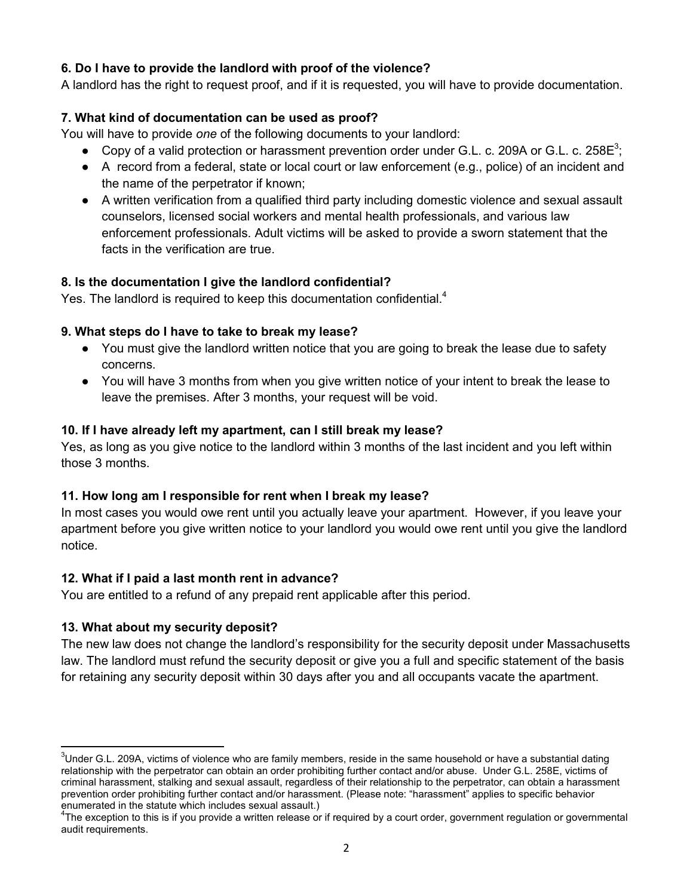**6. Do I have to provide the landlord with proof of the violence?**

A landlord has the right to request proof, and if it is requested, you will have to provide documentation.

**7. What kind of documentation can be used as proof?**

You will have to provide *one* of the following documents to your landlord:

- Copy of a valid protection or harassment prevention order under G.L. c. 209A or G.L. c. 258E[3];
- A record from a federal, state or local court or law enforcement (e.g., police) of an incident and the name of the perpetrator if known;
- A written verification from a qualified third party including domestic violence and sexual assault counselors, licensed social workers and mental health professionals, and various law enforcement professionals. Adult victims will be asked to provide a sworn statement that the facts in the verification are true.

**8. Is the documentation I give the landlord confidential?**

Yes. The landlord is required to keep this documentation confidential.[4]

**9. What steps do I have to take to break my lease?**

- You must give the landlord written notice that you are going to break the lease due to safety concerns.
- You will have 3 months from when you give written notice of your intent to break the lease to leave the premises. After 3 months, your request will be void.

**10. If I have already left my apartment, can I still break my lease?**

Yes, as long as you give notice to the landlord within 3 months of the last incident and you left within those 3 months.

**11. How long am I responsible for rent when I break my lease?**

In most cases you would owe rent until you actually leave your apartment. However, if you leave your apartment before you give written notice to your landlord you would owe rent until you give the landlord notice.

**12. What if I paid a last month rent in advance?**

You are entitled to a refund of any prepaid rent applicable after this period.

**13. What about my security deposit?**

The new law does not change the landlord's responsibility for the security deposit under Massachusetts law. The landlord must refund the security deposit or give you a full and specific statement of the basis for retaining any security deposit within 30 days after you and all occupants vacate the apartment.

---

[3] Under G.L. 209A, victims of violence who are family members, reside in the same household or have a substantial dating relationship with the perpetrator can obtain an order prohibiting further contact and/or abuse. Under G.L. 258E, victims of criminal harassment, stalking and sexual assault, regardless of their relationship to the perpetrator, can obtain a harassment prevention order prohibiting further contact and/or harassment. (Please note: "harassment" applies to specific behavior enumerated in the statute which includes sexual assault.)

[4] The exception to this is if you provide a written release or if required by a court order, government regulation or governmental audit requirements.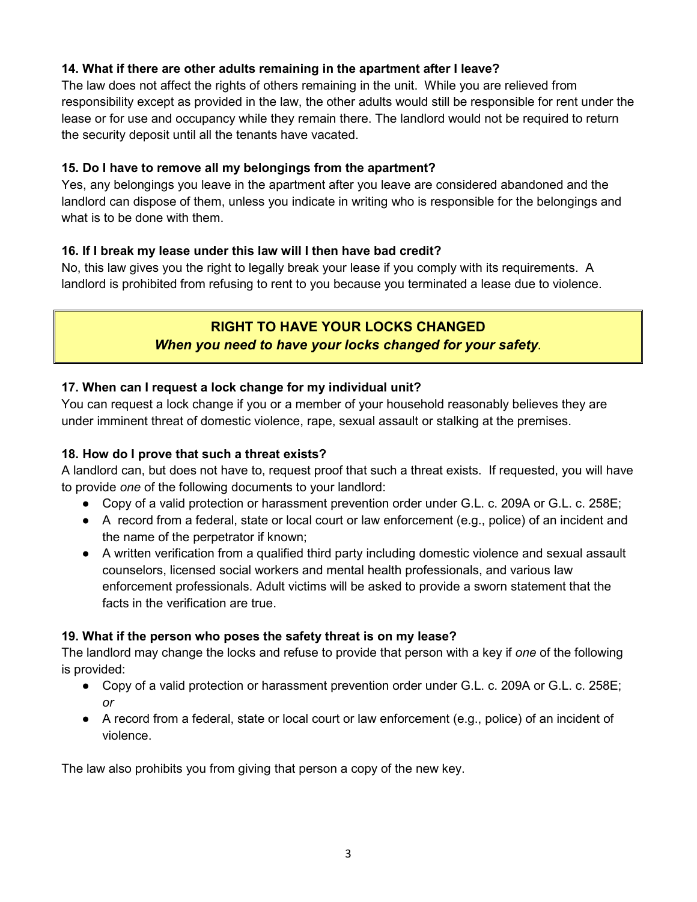**14. What if there are other adults remaining in the apartment after I leave?**

The law does not affect the rights of others remaining in the unit. While you are relieved from responsibility except as provided in the law, the other adults would still be responsible for rent under the lease or for use and occupancy while they remain there. The landlord would not be required to return the security deposit until all the tenants have vacated.

**15. Do I have to remove all my belongings from the apartment?**

Yes, any belongings you leave in the apartment after you leave are considered abandoned and the landlord can dispose of them, unless you indicate in writing who is responsible for the belongings and what is to be done with them.

**16. If I break my lease under this law will I then have bad credit?**

No, this law gives you the right to legally break your lease if you comply with its requirements. A landlord is prohibited from refusing to rent to you because you terminated a lease due to violence.

## RIGHT TO HAVE YOUR LOCKS CHANGED

***When you need to have your locks changed for your safety.***

**17. When can I request a lock change for my individual unit?**

You can request a lock change if you or a member of your household reasonably believes they are under imminent threat of domestic violence, rape, sexual assault or stalking at the premises.

**18. How do I prove that such a threat exists?**

A landlord can, but does not have to, request proof that such a threat exists. If requested, you will have to provide *one* of the following documents to your landlord:

- Copy of a valid protection or harassment prevention order under G.L. c. 209A or G.L. c. 258E;
- A record from a federal, state or local court or law enforcement (e.g., police) of an incident and the name of the perpetrator if known;
- A written verification from a qualified third party including domestic violence and sexual assault counselors, licensed social workers and mental health professionals, and various law enforcement professionals. Adult victims will be asked to provide a sworn statement that the facts in the verification are true.

**19. What if the person who poses the safety threat is on my lease?**

The landlord may change the locks and refuse to provide that person with a key if *one* of the following is provided:

- Copy of a valid protection or harassment prevention order under G.L. c. 209A or G.L. c. 258E; *or*
- A record from a federal, state or local court or law enforcement (e.g., police) of an incident of violence.

The law also prohibits you from giving that person a copy of the new key.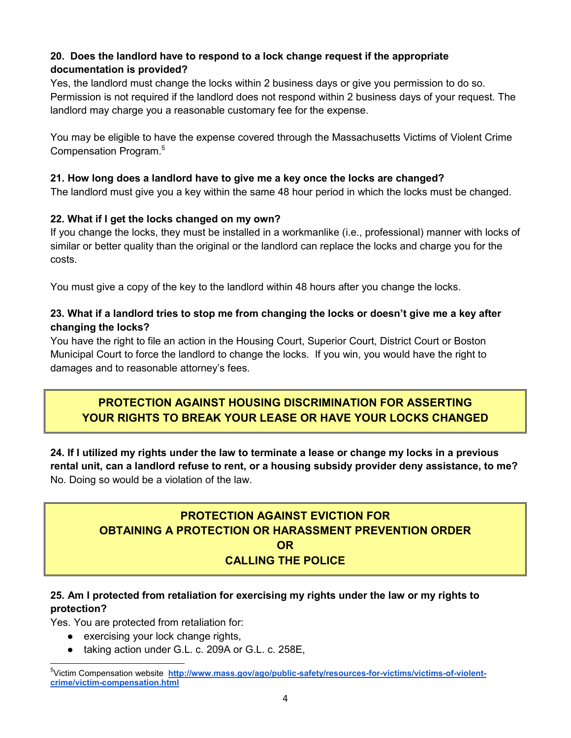**20. Does the landlord have to respond to a lock change request if the appropriate documentation is provided?**

Yes, the landlord must change the locks within 2 business days or give you permission to do so. Permission is not required if the landlord does not respond within 2 business days of your request. The landlord may charge you a reasonable customary fee for the expense.

You may be eligible to have the expense covered through the Massachusetts Victims of Violent Crime Compensation Program.[5]

**21. How long does a landlord have to give me a key once the locks are changed?**

The landlord must give you a key within the same 48 hour period in which the locks must be changed.

**22. What if I get the locks changed on my own?**

If you change the locks, they must be installed in a workmanlike (i.e., professional) manner with locks of similar or better quality than the original or the landlord can replace the locks and charge you for the costs.

You must give a copy of the key to the landlord within 48 hours after you change the locks.

**23. What if a landlord tries to stop me from changing the locks or doesn't give me a key after changing the locks?**

You have the right to file an action in the Housing Court, Superior Court, District Court or Boston Municipal Court to force the landlord to change the locks. If you win, you would have the right to damages and to reasonable attorney's fees.

## PROTECTION AGAINST HOUSING DISCRIMINATION FOR ASSERTING YOUR RIGHTS TO BREAK YOUR LEASE OR HAVE YOUR LOCKS CHANGED

**24. If I utilized my rights under the law to terminate a lease or change my locks in a previous rental unit, can a landlord refuse to rent, or a housing subsidy provider deny assistance, to me?**

No. Doing so would be a violation of the law.

## PROTECTION AGAINST EVICTION FOR OBTAINING A PROTECTION OR HARASSMENT PREVENTION ORDER OR CALLING THE POLICE

**25. Am I protected from retaliation for exercising my rights under the law or my rights to protection?**

Yes. You are protected from retaliation for:

- exercising your lock change rights,
- taking action under G.L. c. 209A or G.L. c. 258E,

[5] Victim Compensation website **http://www.mass.gov/ago/public-safety/resources-for-victims/victims-of-violent-crime/victim-compensation.html**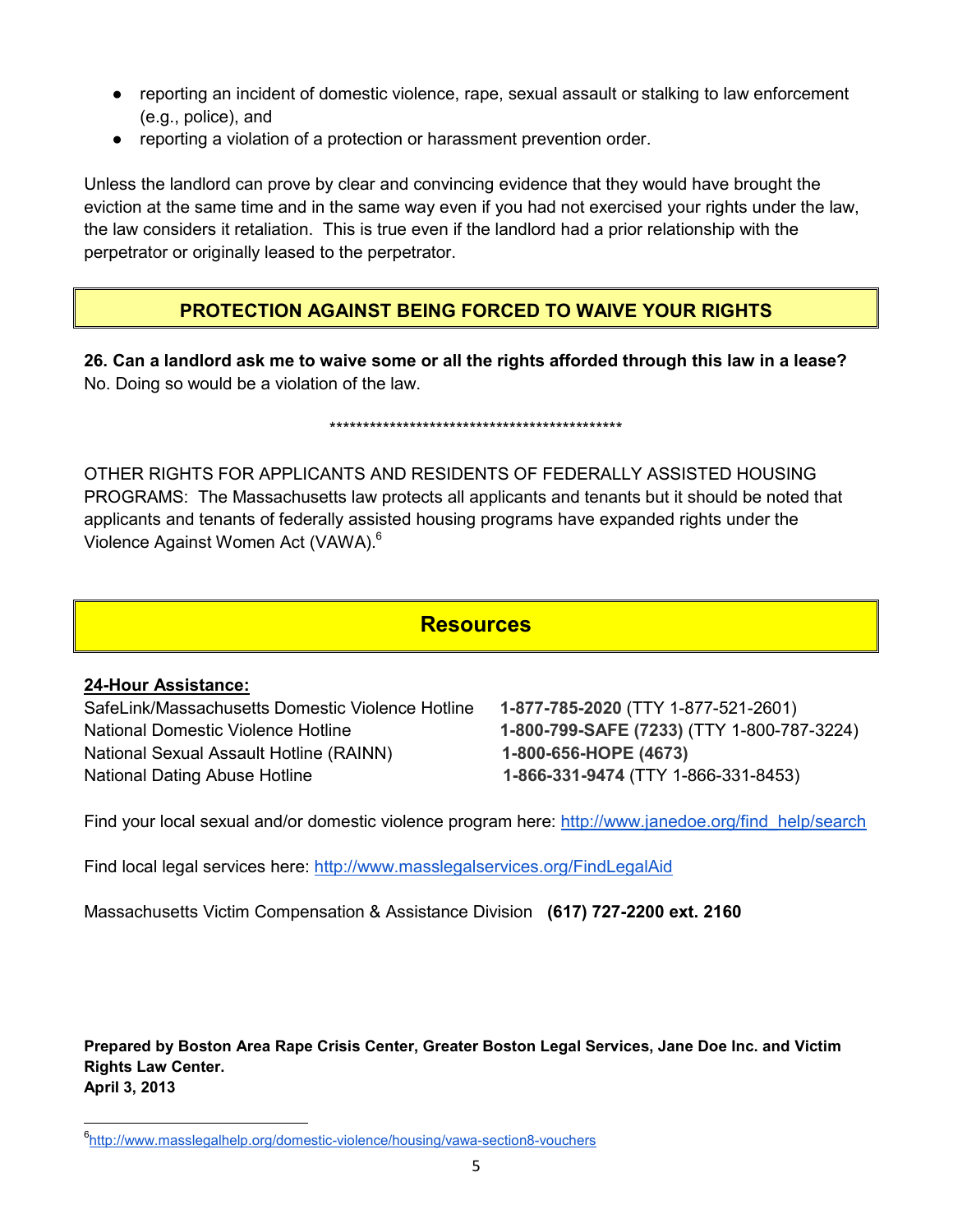- reporting an incident of domestic violence, rape, sexual assault or stalking to law enforcement (e.g., police), and
- reporting a violation of a protection or harassment prevention order.

Unless the landlord can prove by clear and convincing evidence that they would have brought the eviction at the same time and in the same way even if you had not exercised your rights under the law, the law considers it retaliation. This is true even if the landlord had a prior relationship with the perpetrator or originally leased to the perpetrator.

## PROTECTION AGAINST BEING FORCED TO WAIVE YOUR RIGHTS

**26. Can a landlord ask me to waive some or all the rights afforded through this law in a lease?**
No. Doing so would be a violation of the law.

*********************************************

OTHER RIGHTS FOR APPLICANTS AND RESIDENTS OF FEDERALLY ASSISTED HOUSING PROGRAMS: The Massachusetts law protects all applicants and tenants but it should be noted that applicants and tenants of federally assisted housing programs have expanded rights under the Violence Against Women Act (VAWA).[6]

## Resources

**24-Hour Assistance:**

| | |
|---|---|
| SafeLink/Massachusetts Domestic Violence Hotline | **1-877-785-2020** (TTY 1-877-521-2601) |
| National Domestic Violence Hotline | **1-800-799-SAFE (7233)** (TTY 1-800-787-3224) |
| National Sexual Assault Hotline (RAINN) | **1-800-656-HOPE (4673)** |
| National Dating Abuse Hotline | **1-866-331-9474** (TTY 1-866-331-8453) |

Find your local sexual and/or domestic violence program here: http://www.janedoe.org/find_help/search

Find local legal services here: http://www.masslegalservices.org/FindLegalAid

Massachusetts Victim Compensation & Assistance Division **(617) 727-2200 ext. 2160**

**Prepared by Boston Area Rape Crisis Center, Greater Boston Legal Services, Jane Doe Inc. and Victim Rights Law Center.**
**April 3, 2013**

[6] http://www.masslegalhelp.org/domestic-violence/housing/vawa-section8-vouchers